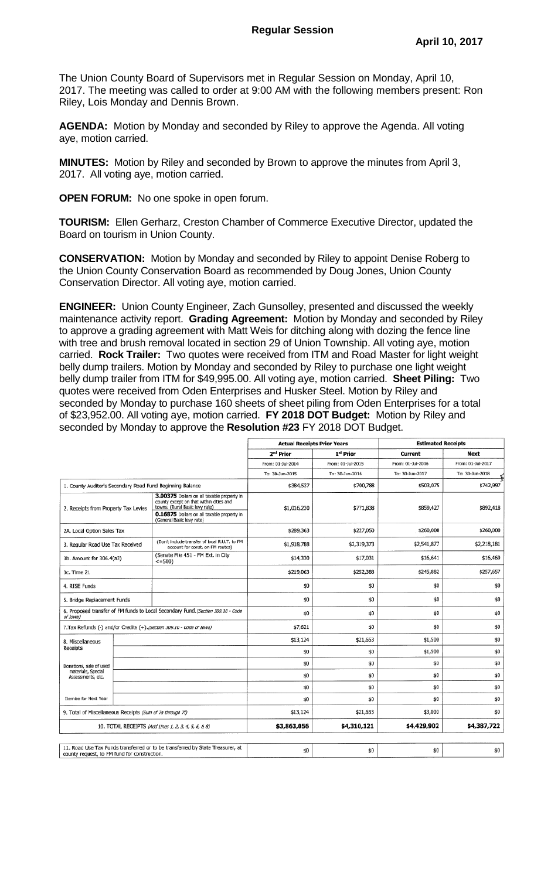**Regular Session**

**April 10, 2017**

The Union County Board of Supervisors met in Regular Session on Monday, April 10, 2017. The meeting was called to order at 9:00 AM with the following members present: Ron Riley, Lois Monday and Dennis Brown.

**AGENDA:** Motion by Monday and seconded by Riley to approve the Agenda. All voting aye, motion carried.

**MINUTES:** Motion by Riley and seconded by Brown to approve the minutes from April 3, 2017. All voting aye, motion carried.

**OPEN FORUM:** No one spoke in open forum.

**TOURISM:** Ellen Gerharz, Creston Chamber of Commerce Executive Director, updated the Board on tourism in Union County.

**CONSERVATION:** Motion by Monday and seconded by Riley to appoint Denise Roberg to the Union County Conservation Board as recommended by Doug Jones, Union County Conservation Director. All voting aye, motion carried.

**ENGINEER:** Union County Engineer, Zach Gunsolley, presented and discussed the weekly maintenance activity report. **Grading Agreement:** Motion by Monday and seconded by Riley to approve a grading agreement with Matt Weis for ditching along with dozing the fence line with tree and brush removal located in section 29 of Union Township. All voting aye, motion carried. **Rock Trailer:** Two quotes were received from ITM and Road Master for light weight belly dump trailers. Motion by Monday and seconded by Riley to purchase one light weight belly dump trailer from ITM for $49,995.00. All voting aye, motion carried. **Sheet Piling:** Two quotes were received from Oden Enterprises and Husker Steel. Motion by Riley and seconded by Monday to purchase 160 sheets of sheet piling from Oden Enterprises for a total of $23,952.00. All voting aye, motion carried. **FY 2018 DOT Budget:** Motion by Riley and seconded by Monday to approve the **Resolution #23** FY 2018 DOT Budget.

| | | | Actual Receipts Prior Years | | Estimated Receipts | |
|---|---|---|---|---|---|---|
| | | | 2nd Prior | 1st Prior | Current | Next |
| | | | From: 01-Jul-2014 | From: 01-Jul-2015 | From: 01-Jul-2016 | From: 01-Jul-2017 |
| | | | To: 30-Jun-2015 | To: 30-Jun-2016 | To: 30-Jun-2017 | To: 30-Jun-2018 |
| 1. County Auditor's Secondary Road Fund Beginning Balance | | | $384,537 | $700,788 | $503,075 | $742,997 |
| 2. Receipts from Property Tax Levies | | **3.00375** Dollars on all taxable property in county except on that within cities and towns. (Rural Basic levy rate) **0.16875** Dollars on all taxable property in (General Basic levy rate) | $1,016,230 | $771,838 | $859,427 | $892,418 |
| 2A. Local Option Sales Tax | | | $289,363 | $227,050 | $260,000 | $260,000 |
| 3. Regular Road Use Tax Received | | (Don't include transfer of local R.U.T. to FM account for const. on FM routes) | $1,918,788 | $2,319,373 | $2,541,877 | $2,218,181 |
| 3b. Amount for 306.4(a3) | | (Senate File 451 - FM Ext. in City <=500) | $14,330 | $17,031 | $16,641 | $16,469 |
| 3c. Time 21 | | | $219,063 | $252,388 | $245,882 | $257,657 |
| 4. RISE Funds | | | $0 | $0 | $0 | $0 |
| 5. Bridge Replacement Funds | | | $0 | $0 | $0 | $0 |
| 6. Proposed transfer of FM funds to Local Secondary Fund. *(Section 309.10 - Code of Iowa)* | | | $0 | $0 | $0 | $0 |
| 7. Tax Refunds (-) and/or Credits (+). *(Section 309.10 - Code of Iowa)* | | | $7,621 | $0 | $0 | $0 |
| 8. Miscellaneous Receipts | | | $13,124 | $21,653 | $1,500 | $0 |
| | | | $0 | $0 | $1,500 | $0 |
| Donations, sale of used materials, Special Assessments, etc. | | | $0 | $0 | $0 | $0 |
| | | | $0 | $0 | $0 | $0 |
| | | | $0 | $0 | $0 | $0 |
| Itemize for Next Year | | | $0 | $0 | $0 | $0 |
| 9. Total of Miscellaneous Receipts *(Sum of 7a through 7f)* | | | $13,124 | $21,653 | $3,000 | $0 |
| 10. TOTAL RECEIPTS *(Add Lines 1, 2, 3, 4, 5, 6, & 8)* | | | **$3,863,056** | **$4,310,121** | **$4,429,902** | **$4,387,722** |
| 11. Road Use Tax Funds transferred or to be transferred by State Treasurer, at county request, to FM fund for construction. | | | $0 | $0 | $0 | $0 |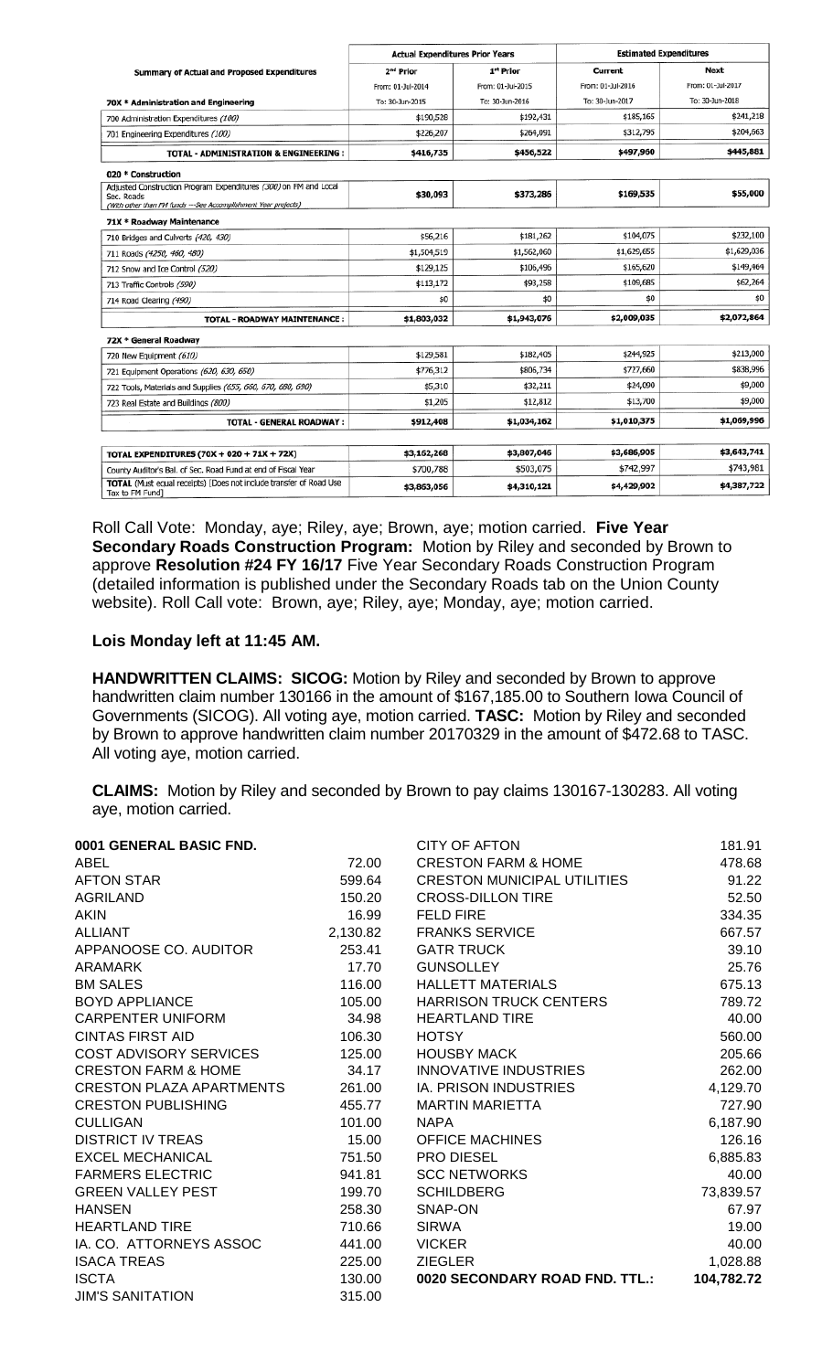| Summary of Actual and Proposed Expenditures | Actual Expenditures Prior Years | | Estimated Expenditures | |
|---|---|---|---|---|
| | 2nd Prior | 1st Prior | Current | Next |
| | From: 01-Jul-2014 | From: 01-Jul-2015 | From: 01-Jul-2016 | From: 01-Jul-2017 |
| **70X * Administration and Engineering** | To: 30-Jun-2015 | To: 30-Jun-2016 | To: 30-Jun-2017 | To: 30-Jun-2018 |
| 700 Administration Expenditures *(100)* | $190,528 | $192,431 | $185,165 | $241,218 |
| 701 Engineering Expenditures *(100)* | $226,207 | $264,091 | $312,795 | $204,663 |
| **TOTAL - ADMINISTRATION & ENGINEERING :** | **$416,735** | **$456,522** | **$497,960** | **$445,881** |
| **020 * Construction** | | | | |
| Adjusted Construction Program Expenditures *(300)* on FM and Local Sec. Roads *(With other than FM funds ---See Accomplishment Year projects)* | **$30,093** | **$373,286** | **$169,535** | **$55,000** |
| **71X * Roadway Maintenance** | | | | |
| 710 Bridges and Culverts *(420, 430)* | $56,216 | $181,262 | $104,075 | $232,100 |
| 711 Roads *(4250, 460, 480)* | $1,504,519 | $1,562,060 | $1,629,655 | $1,629,036 |
| 712 Snow and Ice Control *(520)* | $129,125 | $106,496 | $165,620 | $149,464 |
| 713 Traffic Controls *(590)* | $113,172 | $93,258 | $109,685 | $62,264 |
| 714 Road Clearing *(490)* | $0 | $0 | $0 | $0 |
| **TOTAL - ROADWAY MAINTENANCE :** | **$1,803,032** | **$1,943,076** | **$2,009,035** | **$2,072,864** |
| **72X * General Roadway** | | | | |
| 720 New Equipment *(610)* | $129,581 | $182,405 | $244,925 | $213,000 |
| 721 Equipment Operations *(620, 630, 650)* | $776,312 | $806,734 | $727,660 | $838,996 |
| 722 Tools, Materials and Supplies *(655, 660, 670, 680, 690)* | $5,310 | $32,211 | $24,090 | $9,000 |
| 723 Real Estate and Buildings *(800)* | $1,205 | $12,812 | $13,700 | $9,000 |
| **TOTAL - GENERAL ROADWAY :** | **$912,408** | **$1,034,162** | **$1,010,375** | **$1,069,996** |
| **TOTAL EXPENDITURES (70X + 020 + 71X + 72X)** | **$3,162,268** | **$3,807,046** | **$3,686,905** | **$3,643,741** |
| County Auditor's Bal. of Sec. Road Fund at end of Fiscal Year | $700,788 | $503,075 | $742,997 | $743,981 |
| **TOTAL** (Must equal receipts) [Does not include transfer of Road Use Tax to FM Fund] | **$3,863,056** | **$4,310,121** | **$4,429,902** | **$4,387,722** |

Roll Call Vote: Monday, aye; Riley, aye; Brown, aye; motion carried. **Five Year Secondary Roads Construction Program:** Motion by Riley and seconded by Brown to approve **Resolution #24 FY 16/17** Five Year Secondary Roads Construction Program (detailed information is published under the Secondary Roads tab on the Union County website). Roll Call vote: Brown, aye; Riley, aye; Monday, aye; motion carried.

**Lois Monday left at 11:45 AM.**

**HANDWRITTEN CLAIMS: SICOG:** Motion by Riley and seconded by Brown to approve handwritten claim number 130166 in the amount of $167,185.00 to Southern Iowa Council of Governments (SICOG). All voting aye, motion carried. **TASC:** Motion by Riley and seconded by Brown to approve handwritten claim number 20170329 in the amount of $472.68 to TASC. All voting aye, motion carried.

**CLAIMS:** Motion by Riley and seconded by Brown to pay claims 130167-130283. All voting aye, motion carried.

| **0001 GENERAL BASIC FND.** | |
|---|---|
| ABEL | 72.00 |
| AFTON STAR | 599.64 |
| AGRILAND | 150.20 |
| AKIN | 16.99 |
| ALLIANT | 2,130.82 |
| APPANOOSE CO. AUDITOR | 253.41 |
| ARAMARK | 17.70 |
| BM SALES | 116.00 |
| BOYD APPLIANCE | 105.00 |
| CARPENTER UNIFORM | 34.98 |
| CINTAS FIRST AID | 106.30 |
| COST ADVISORY SERVICES | 125.00 |
| CRESTON FARM & HOME | 34.17 |
| CRESTON PLAZA APARTMENTS | 261.00 |
| CRESTON PUBLISHING | 455.77 |
| CULLIGAN | 101.00 |
| DISTRICT IV TREAS | 15.00 |
| EXCEL MECHANICAL | 751.50 |
| FARMERS ELECTRIC | 941.81 |
| GREEN VALLEY PEST | 199.70 |
| HANSEN | 258.30 |
| HEARTLAND TIRE | 710.66 |
| IA. CO. ATTORNEYS ASSOC | 441.00 |
| ISACA TREAS | 225.00 |
| ISCTA | 130.00 |
| JIM'S SANITATION | 315.00 |

| | |
|---|---|
| CITY OF AFTON | 181.91 |
| CRESTON FARM & HOME | 478.68 |
| CRESTON MUNICIPAL UTILITIES | 91.22 |
| CROSS-DILLON TIRE | 52.50 |
| FELD FIRE | 334.35 |
| FRANKS SERVICE | 667.57 |
| GATR TRUCK | 39.10 |
| GUNSOLLEY | 25.76 |
| HALLETT MATERIALS | 675.13 |
| HARRISON TRUCK CENTERS | 789.72 |
| HEARTLAND TIRE | 40.00 |
| HOTSY | 560.00 |
| HOUSBY MACK | 205.66 |
| INNOVATIVE INDUSTRIES | 262.00 |
| IA. PRISON INDUSTRIES | 4,129.70 |
| MARTIN MARIETTA | 727.90 |
| NAPA | 6,187.90 |
| OFFICE MACHINES | 126.16 |
| PRO DIESEL | 6,885.83 |
| SCC NETWORKS | 40.00 |
| SCHILDBERG | 73,839.57 |
| SNAP-ON | 67.97 |
| SIRWA | 19.00 |
| VICKER | 40.00 |
| ZIEGLER | 1,028.88 |
| **0020 SECONDARY ROAD FND. TTL.:** | **104,782.72** |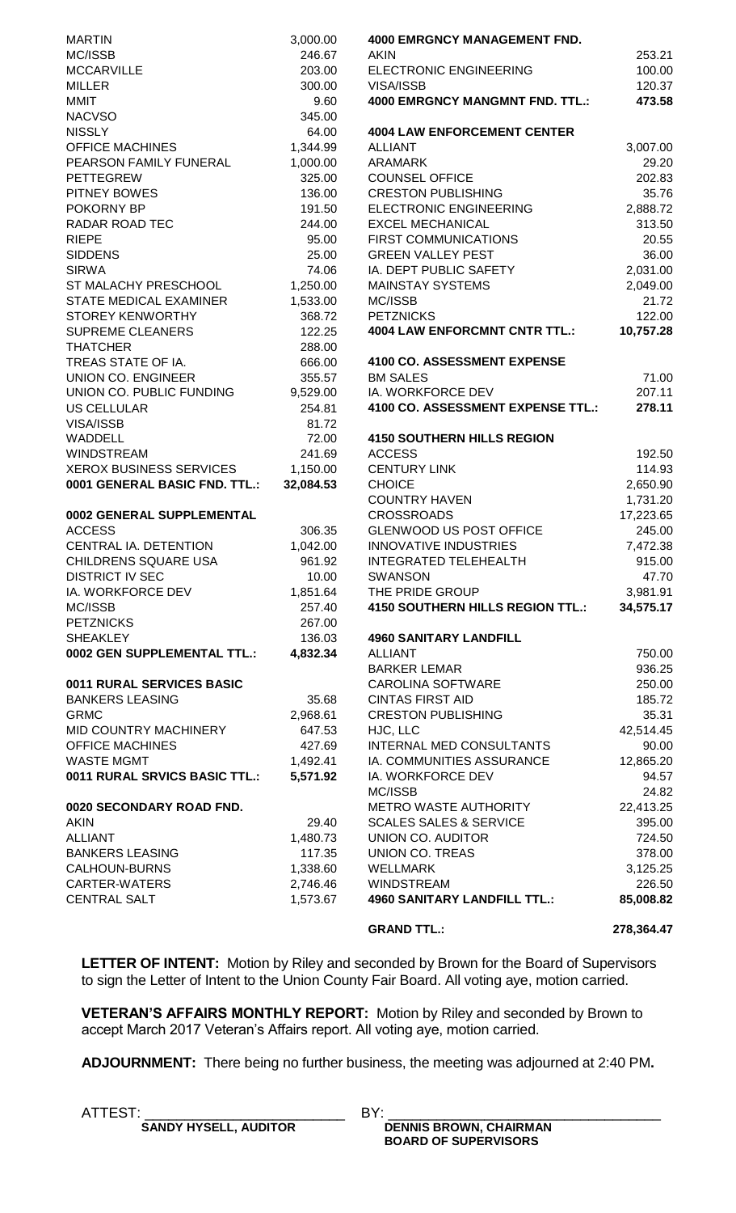| | |
|---|---|
| MARTIN | 3,000.00 |
| MC/ISSB | 246.67 |
| MCCARVILLE | 203.00 |
| MILLER | 300.00 |
| MMIT | 9.60 |
| NACVSO | 345.00 |
| NISSLY | 64.00 |
| OFFICE MACHINES | 1,344.99 |
| PEARSON FAMILY FUNERAL | 1,000.00 |
| PETTEGREW | 325.00 |
| PITNEY BOWES | 136.00 |
| POKORNY BP | 191.50 |
| RADAR ROAD TEC | 244.00 |
| RIEPE | 95.00 |
| SIDDENS | 25.00 |
| SIRWA | 74.06 |
| ST MALACHY PRESCHOOL | 1,250.00 |
| STATE MEDICAL EXAMINER | 1,533.00 |
| STOREY KENWORTHY | 368.72 |
| SUPREME CLEANERS | 122.25 |
| THATCHER | 288.00 |
| TREAS STATE OF IA. | 666.00 |
| UNION CO. ENGINEER | 355.57 |
| UNION CO. PUBLIC FUNDING | 9,529.00 |
| US CELLULAR | 254.81 |
| VISA/ISSB | 81.72 |
| WADDELL | 72.00 |
| WINDSTREAM | 241.69 |
| XEROX BUSINESS SERVICES | 1,150.00 |
| **0001 GENERAL BASIC FND. TTL.:** | **32,084.53** |
| | |
| **0002 GENERAL SUPPLEMENTAL** | |
| ACCESS | 306.35 |
| CENTRAL IA. DETENTION | 1,042.00 |
| CHILDRENS SQUARE USA | 961.92 |
| DISTRICT IV SEC | 10.00 |
| IA. WORKFORCE DEV | 1,851.64 |
| MC/ISSB | 257.40 |
| PETZNICKS | 267.00 |
| SHEAKLEY | 136.03 |
| **0002 GEN SUPPLEMENTAL TTL.:** | **4,832.34** |
| | |
| **0011 RURAL SERVICES BASIC** | |
| BANKERS LEASING | 35.68 |
| GRMC | 2,968.61 |
| MID COUNTRY MACHINERY | 647.53 |
| OFFICE MACHINES | 427.69 |
| WASTE MGMT | 1,492.41 |
| **0011 RURAL SRVICS BASIC TTL.:** | **5,571.92** |
| | |
| **0020 SECONDARY ROAD FND.** | |
| AKIN | 29.40 |
| ALLIANT | 1,480.73 |
| BANKERS LEASING | 117.35 |
| CALHOUN-BURNS | 1,338.60 |
| CARTER-WATERS | 2,746.46 |
| CENTRAL SALT | 1,573.67 |
| | |
| **4000 EMRGNCY MANAGEMENT FND.** | |
| AKIN | 253.21 |
| ELECTRONIC ENGINEERING | 100.00 |
| VISA/ISSB | 120.37 |
| **4000 EMRGNCY MANGMNT FND. TTL.:** | **473.58** |
| | |
| **4004 LAW ENFORCEMENT CENTER** | |
| ALLIANT | 3,007.00 |
| ARAMARK | 29.20 |
| COUNSEL OFFICE | 202.83 |
| CRESTON PUBLISHING | 35.76 |
| ELECTRONIC ENGINEERING | 2,888.72 |
| EXCEL MECHANICAL | 313.50 |
| FIRST COMMUNICATIONS | 20.55 |
| GREEN VALLEY PEST | 36.00 |
| IA. DEPT PUBLIC SAFETY | 2,031.00 |
| MAINSTAY SYSTEMS | 2,049.00 |
| MC/ISSB | 21.72 |
| PETZNICKS | 122.00 |
| **4004 LAW ENFORCMNT CNTR TTL.:** | **10,757.28** |
| | |
| **4100 CO. ASSESSMENT EXPENSE** | |
| BM SALES | 71.00 |
| IA. WORKFORCE DEV | 207.11 |
| **4100 CO. ASSESSMENT EXPENSE TTL.:** | **278.11** |
| | |
| **4150 SOUTHERN HILLS REGION** | |
| ACCESS | 192.50 |
| CENTURY LINK | 114.93 |
| CHOICE | 2,650.90 |
| COUNTRY HAVEN | 1,731.20 |
| CROSSROADS | 17,223.65 |
| GLENWOOD US POST OFFICE | 245.00 |
| INNOVATIVE INDUSTRIES | 7,472.38 |
| INTEGRATED TELEHEALTH | 915.00 |
| SWANSON | 47.70 |
| THE PRIDE GROUP | 3,981.91 |
| **4150 SOUTHERN HILLS REGION TTL.:** | **34,575.17** |
| | |
| **4960 SANITARY LANDFILL** | |
| ALLIANT | 750.00 |
| BARKER LEMAR | 936.25 |
| CAROLINA SOFTWARE | 250.00 |
| CINTAS FIRST AID | 185.72 |
| CRESTON PUBLISHING | 35.31 |
| HJC, LLC | 42,514.45 |
| INTERNAL MED CONSULTANTS | 90.00 |
| IA. COMMUNITIES ASSURANCE | 12,865.20 |
| IA. WORKFORCE DEV | 94.57 |
| MC/ISSB | 24.82 |
| METRO WASTE AUTHORITY | 22,413.25 |
| SCALES SALES & SERVICE | 395.00 |
| UNION CO. AUDITOR | 724.50 |
| UNION CO. TREAS | 378.00 |
| WELLMARK | 3,125.25 |
| WINDSTREAM | 226.50 |
| **4960 SANITARY LANDFILL TTL.:** | **85,008.82** |
| | |
| **GRAND TTL.:** | **278,364.47** |

**LETTER OF INTENT:** Motion by Riley and seconded by Brown for the Board of Supervisors to sign the Letter of Intent to the Union County Fair Board. All voting aye, motion carried.

**VETERAN'S AFFAIRS MONTHLY REPORT:** Motion by Riley and seconded by Brown to accept March 2017 Veteran's Affairs report. All voting aye, motion carried.

**ADJOURNMENT:** There being no further business, the meeting was adjourned at 2:40 PM**.**

ATTEST: ________________________ BY: ________________________________

**SANDY HYSELL, AUDITOR** **DENNIS BROWN, CHAIRMAN**
**BOARD OF SUPERVISORS**